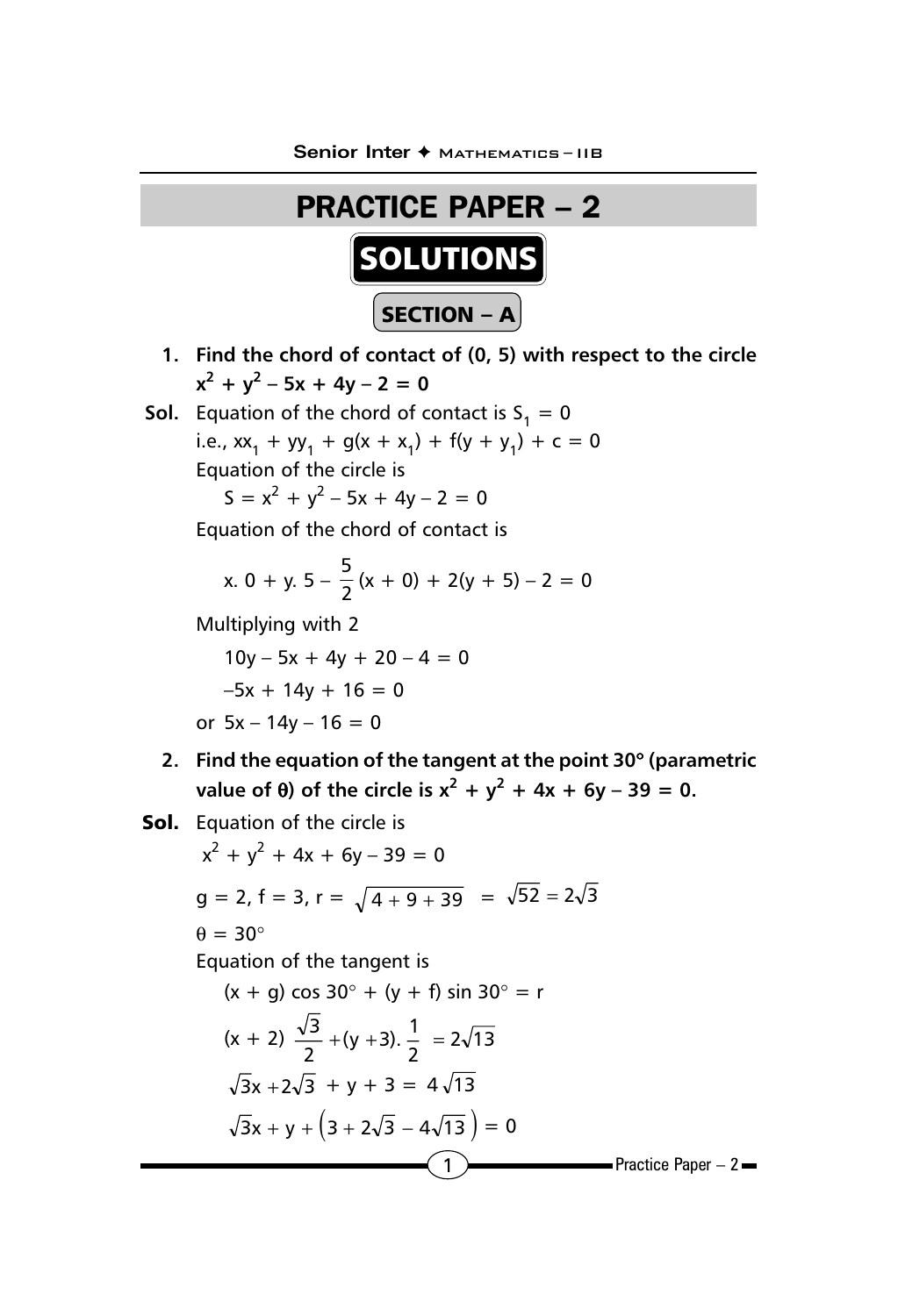# PRACTICE PAPER – 2

## SOLUTIONS

### SECTION – A

**1. Find the chord of contact of (0, 5) with respect to the circle $x^2 + y^2 - 5x + 4y - 2 = 0$**

**Sol.** Equation of the chord of contact is $S_1 = 0$

i.e., $xx_1 + yy_1 + g(x + x_1) + f(y + y_1) + c = 0$

Equation of the circle is

$$S = x^2 + y^2 - 5x + 4y - 2 = 0$$

Equation of the chord of contact is

$$x.\ 0 + y.\ 5 - \frac{5}{2}(x + 0) + 2(y + 5) - 2 = 0$$

Multiplying with 2

$$10y - 5x + 4y + 20 - 4 = 0$$

$$-5x + 14y + 16 = 0$$

or $5x - 14y - 16 = 0$

**2. Find the equation of the tangent at the point 30° (parametric value of θ) of the circle is $x^2 + y^2 + 4x + 6y - 39 = 0$.**

**Sol.** Equation of the circle is

$$x^2 + y^2 + 4x + 6y - 39 = 0$$

$$g = 2,\ f = 3,\ r = \sqrt{4 + 9 + 39} = \sqrt{52} = 2\sqrt{3}$$

$$\theta = 30^\circ$$

Equation of the tangent is

$$(x + g)\cos 30^\circ + (y + f)\sin 30^\circ = r$$

$$(x + 2)\frac{\sqrt{3}}{2} + (y + 3).\frac{1}{2} = 2\sqrt{13}$$

$$\sqrt{3}x + 2\sqrt{3} + y + 3 = 4\sqrt{13}$$

$$\sqrt{3}x + y + \left(3 + 2\sqrt{3} - 4\sqrt{13}\right) = 0$$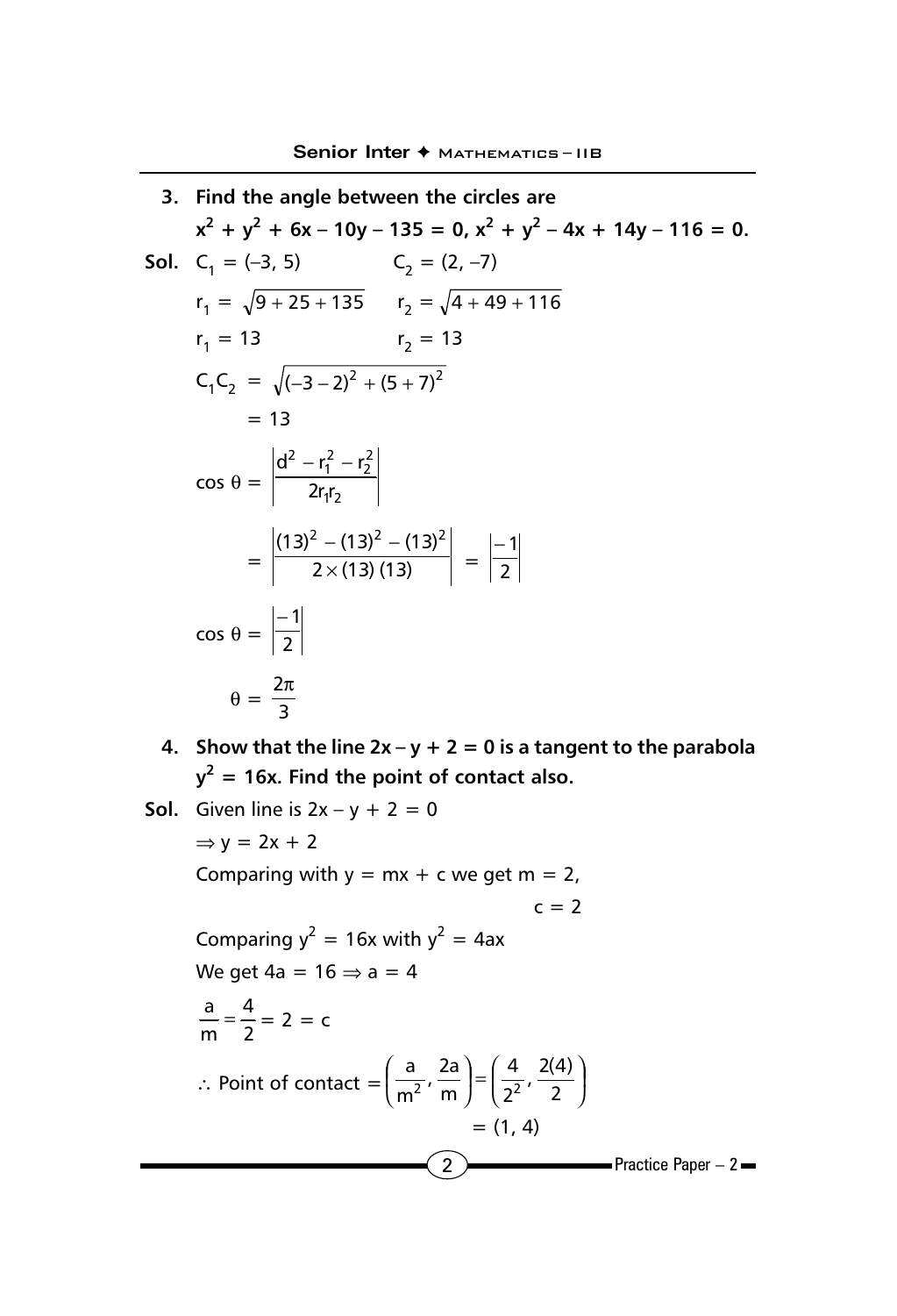**3. Find the angle between the circles are $x^2 + y^2 + 6x - 10y - 135 = 0$, $x^2 + y^2 - 4x + 14y - 116 = 0$.**

**Sol.** $C_1 = (-3, 5)$  $C_2 = (2, -7)$

$r_1 = \sqrt{9 + 25 + 135}$  $r_2 = \sqrt{4 + 49 + 116}$

$r_1 = 13$  $r_2 = 13$

$$C_1C_2 = \sqrt{(-3-2)^2 + (5+7)^2}$$

$$= 13$$

$$\cos\theta = \left|\frac{d^2 - r_1^2 - r_2^2}{2r_1r_2}\right|$$

$$= \left|\frac{(13)^2 - (13)^2 - (13)^2}{2 \times (13)(13)}\right| = \left|\frac{-1}{2}\right|$$

$$\cos\theta = \left|\frac{-1}{2}\right|$$

$$\theta = \frac{2\pi}{3}$$

**4. Show that the line $2x - y + 2 = 0$ is a tangent to the parabola $y^2 = 16x$. Find the point of contact also.**

**Sol.** Given line is $2x - y + 2 = 0$

$\Rightarrow y = 2x + 2$

Comparing with $y = mx + c$ we get $m = 2$,

$c = 2$

Comparing $y^2 = 16x$ with $y^2 = 4ax$

We get $4a = 16 \Rightarrow a = 4$

$$\frac{a}{m} = \frac{4}{2} = 2 = c$$

$$\therefore \text{ Point of contact } = \left(\frac{a}{m^2}, \frac{2a}{m}\right) = \left(\frac{4}{2^2}, \frac{2(4)}{2}\right)$$

$$= (1, 4)$$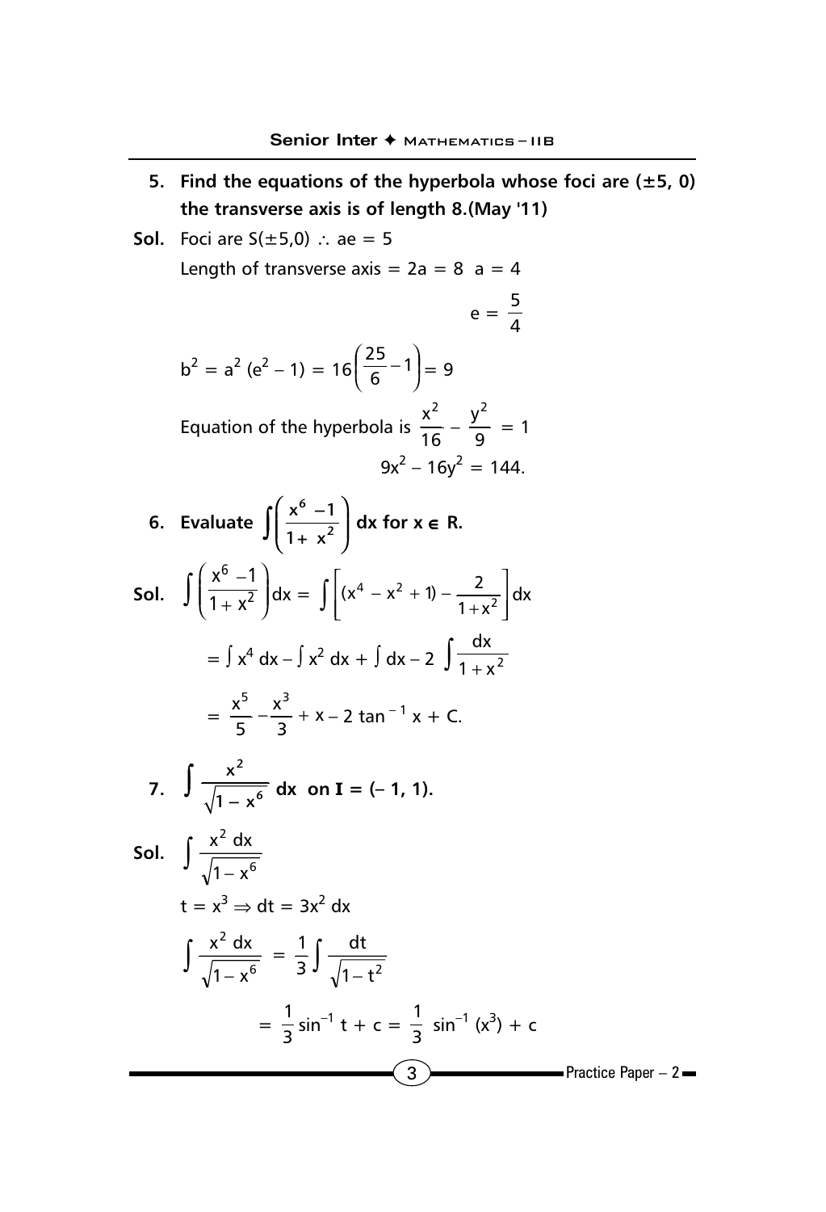**5. Find the equations of the hyperbola whose foci are (±5, 0) the transverse axis is of length 8.(May '11)**

**Sol.** Foci are $S(\pm 5,0)$ $\therefore$ $ae = 5$

Length of transverse axis $= 2a = 8$ $a = 4$

$$e = \frac{5}{4}$$

$$b^2 = a^2(e^2 - 1) = 16\left(\frac{25}{6} - 1\right) = 9$$

Equation of the hyperbola is $\frac{x^2}{16} - \frac{y^2}{9} = 1$

$$9x^2 - 16y^2 = 144.$$

**6. Evaluate $\int \left(\frac{x^6 - 1}{1 + x^2}\right) dx$ for $x \in R$.**

**Sol.** $$\int \left(\frac{x^6 - 1}{1 + x^2}\right) dx = \int \left[(x^4 - x^2 + 1) - \frac{2}{1 + x^2}\right] dx$$

$$= \int x^4\, dx - \int x^2\, dx + \int dx - 2\int \frac{dx}{1 + x^2}$$

$$= \frac{x^5}{5} - \frac{x^3}{3} + x - 2\tan^{-1} x + C.$$

**7. $\int \frac{x^2}{\sqrt{1 - x^6}}\, dx$ on $I = (-1, 1)$.**

**Sol.** $$\int \frac{x^2\, dx}{\sqrt{1 - x^6}}$$

$t = x^3 \Rightarrow dt = 3x^2\, dx$

$$\int \frac{x^2\, dx}{\sqrt{1 - x^6}} = \frac{1}{3}\int \frac{dt}{\sqrt{1 - t^2}}$$

$$= \frac{1}{3}\sin^{-1} t + c = \frac{1}{3}\sin^{-1}(x^3) + c$$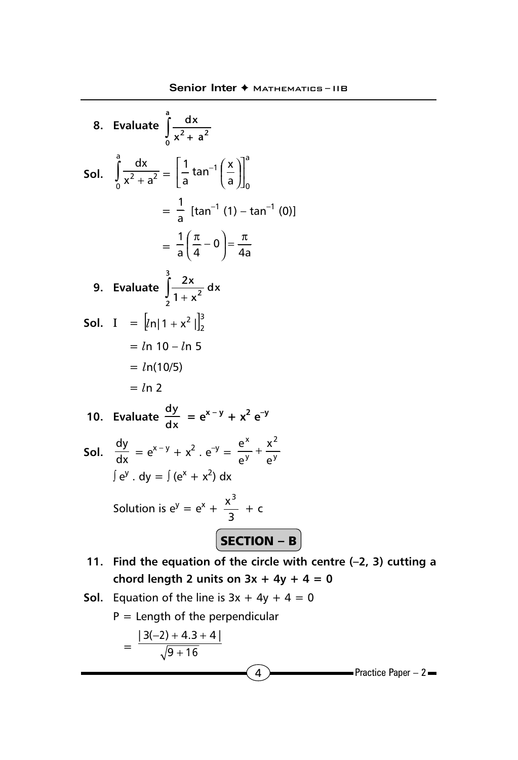**8. Evaluate $\int_0^a \frac{dx}{x^2 + a^2}$**

**Sol.** $\int_0^a \frac{dx}{x^2 + a^2} = \left[\frac{1}{a}\tan^{-1}\left(\frac{x}{a}\right)\right]_0^a$

$$= \frac{1}{a}\left[\tan^{-1}(1) - \tan^{-1}(0)\right]$$

$$= \frac{1}{a}\left(\frac{\pi}{4} - 0\right) = \frac{\pi}{4a}$$

**9. Evaluate $\int_2^3 \frac{2x}{1 + x^2}\, dx$**

**Sol.** $I = \left[ln|1 + x^2|\right]_2^3$

$$= ln\, 10 - ln\, 5$$

$$= ln(10/5)$$

$$= ln\, 2$$

**10. Evaluate $\frac{dy}{dx} = e^{x-y} + x^2 e^{-y}$**

**Sol.** $\frac{dy}{dx} = e^{x-y} + x^2 . e^{-y} = \frac{e^x}{e^y} + \frac{x^2}{e^y}$

$\int e^y . dy = \int (e^x + x^2)\, dx$

Solution is $e^y = e^x + \frac{x^3}{3} + c$

## SECTION – B

**11. Find the equation of the circle with centre (–2, 3) cutting a chord length 2 units on $3x + 4y + 4 = 0$**

**Sol.** Equation of the line is $3x + 4y + 4 = 0$

P = Length of the perpendicular

$$= \frac{|3(-2) + 4.3 + 4|}{\sqrt{9 + 16}}$$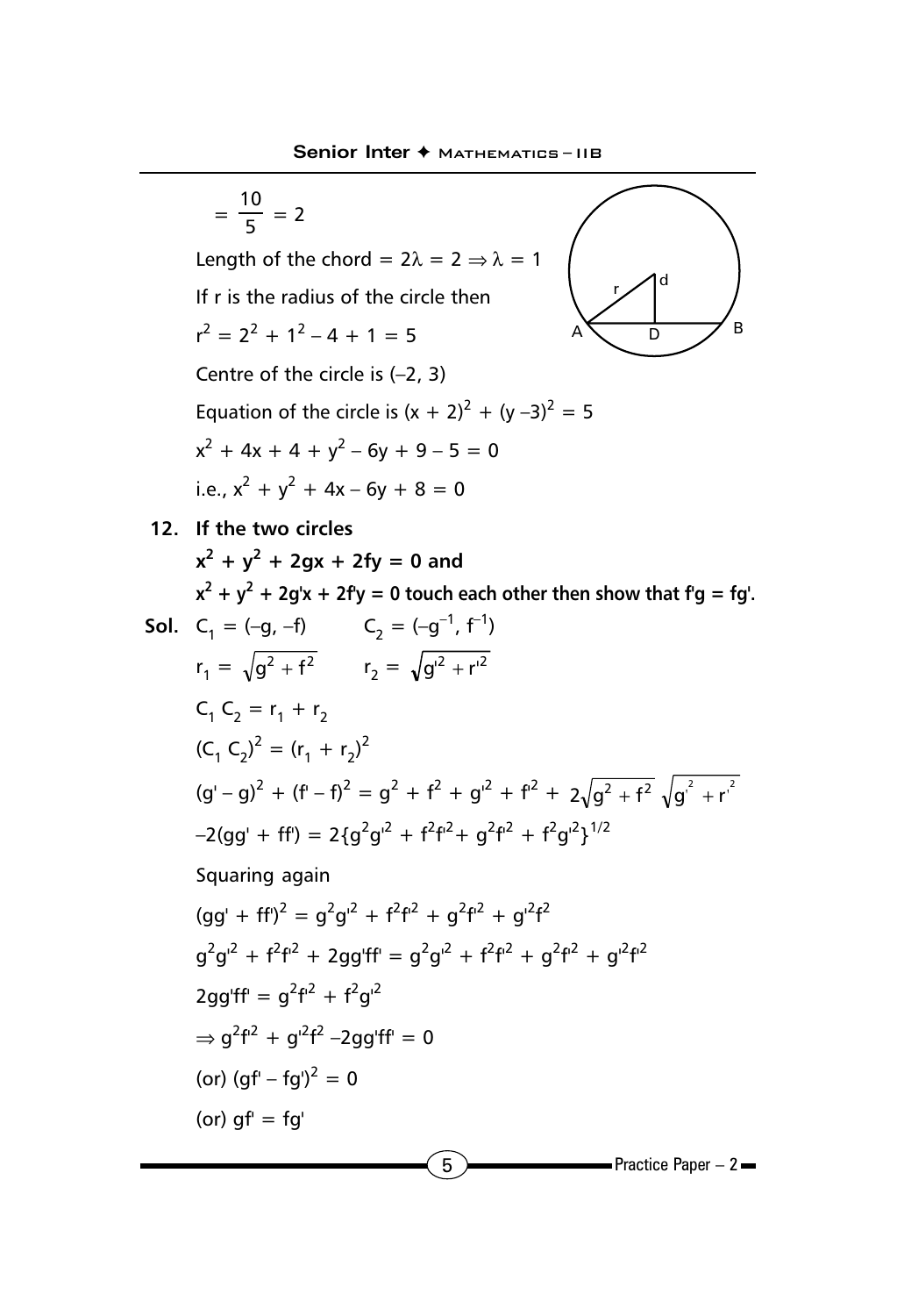$= \frac{10}{5} = 2$

Length of the chord $= 2\lambda = 2 \Rightarrow \lambda = 1$

If r is the radius of the circle then

$r^2 = 2^2 + 1^2 - 4 + 1 = 5$

Centre of the circle is (–2, 3)

Equation of the circle is $(x + 2)^2 + (y - 3)^2 = 5$

$x^2 + 4x + 4 + y^2 - 6y + 9 - 5 = 0$

i.e., $x^2 + y^2 + 4x - 6y + 8 = 0$

**12. If the two circles**

**$x^2 + y^2 + 2gx + 2fy = 0$ and**

**$x^2 + y^2 + 2g'x + 2f'y = 0$ touch each other then show that $f'g = fg'$.**

**Sol.** $C_1 = (-g, -f) \qquad C_2 = (-g^{-1}, f^{-1})$

$r_1 = \sqrt{g^2 + f^2} \qquad r_2 = \sqrt{g'^2 + r'^2}$

$C_1 C_2 = r_1 + r_2$

$(C_1 C_2)^2 = (r_1 + r_2)^2$

$(g' - g)^2 + (f' - f)^2 = g^2 + f^2 + g'^2 + f'^2 + 2\sqrt{g^2 + f^2}\,\sqrt{g'^2 + r'^2}$

$-2(gg' + ff') = 2\{g^2g'^2 + f^2f'^2 + g^2f'^2 + f^2g'^2\}^{1/2}$

Squaring again

$(gg' + ff')^2 = g^2g'^2 + f^2f'^2 + g^2f'^2 + g'^2f^2$

$g^2g'^2 + f^2f'^2 + 2gg'ff' = g^2g'^2 + f^2f'^2 + g^2f'^2 + g'^2f'^2$

$2gg'ff' = g^2f'^2 + f^2g'^2$

$\Rightarrow g^2f'^2 + g'^2f^2 - 2gg'ff' = 0$

(or) $(gf' - fg')^2 = 0$

(or) $gf' = fg'$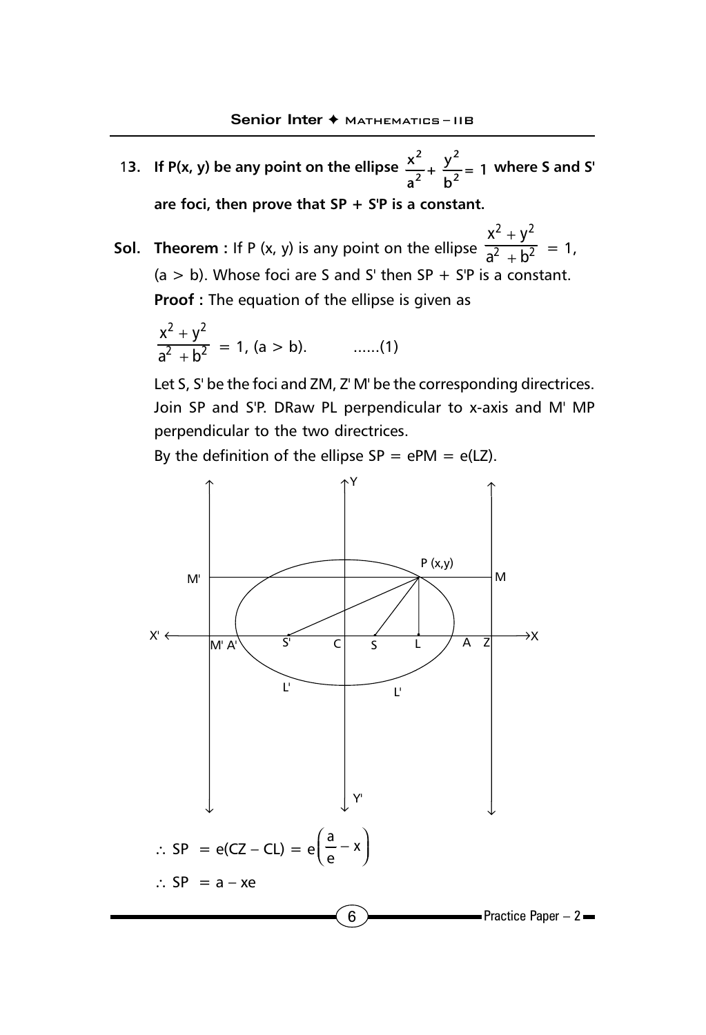**13. If P(x, y) be any point on the ellipse $\frac{x^2}{a^2} + \frac{y^2}{b^2} = 1$ where S and S' are foci, then prove that SP + S'P is a constant.**

**Sol.** **Theorem :** If P (x, y) is any point on the ellipse $\frac{x^2 + y^2}{a^2 + b^2} = 1$, (a > b). Whose foci are S and S' then SP + S'P is a constant.

**Proof :** The equation of the ellipse is given as

$$\frac{x^2 + y^2}{a^2 + b^2} = 1, \text{ (a > b)}. \qquad ......(1)$$

Let S, S' be the foci and ZM, Z' M' be the corresponding directrices. Join SP and S'P. DRaw PL perpendicular to x-axis and M' MP perpendicular to the two directrices.

By the definition of the ellipse SP = ePM = e(LZ).

$$\therefore \text{ SP } = \text{e(CZ – CL)} = e\left(\frac{a}{e} - x\right)$$

$$\therefore \text{ SP } = a - xe$$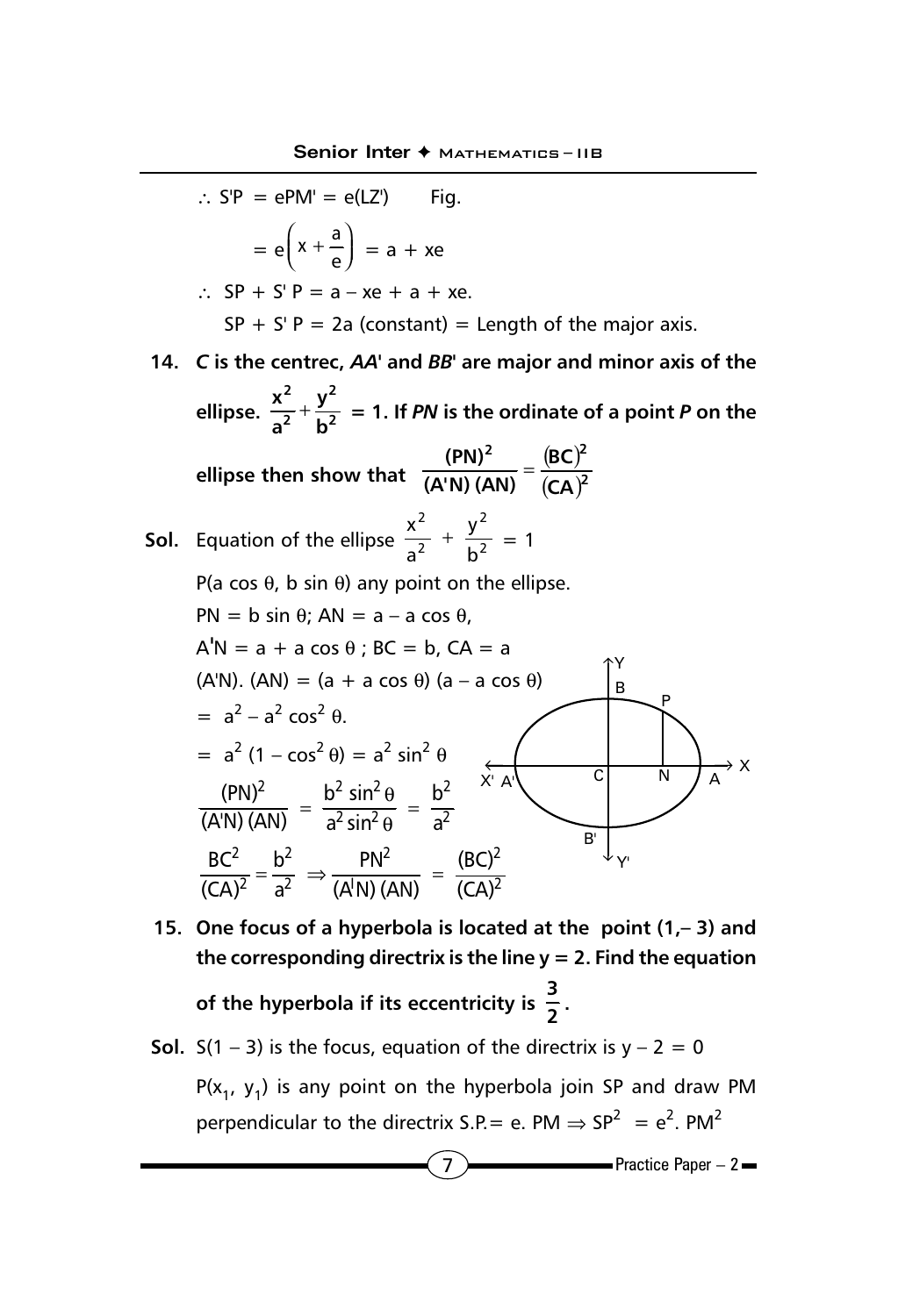$\therefore$ S'P = ePM' = e(LZ')  Fig.

$$= e\left(x + \frac{a}{e}\right) = a + xe$$

$\therefore$ SP + S' P = a – xe + a + xe.

SP + S' P = 2a (constant) = Length of the major axis.

**14. *C* is the centrec, *AA*' and *BB*' are major and minor axis of the ellipse. $\frac{x^2}{a^2}+\frac{y^2}{b^2}$ = 1. If *PN* is the ordinate of a point *P* on the ellipse then show that $\frac{(PN)^2}{(A'N)\,(AN)} = \frac{(BC)^2}{(CA)^2}$**

**Sol.** Equation of the ellipse $\frac{x^2}{a^2} + \frac{y^2}{b^2} = 1$

P(a cos θ, b sin θ) any point on the ellipse.

PN = b sin θ; AN = a – a cos θ,

A'N = a + a cos θ ; BC = b, CA = a

(A'N). (AN) = (a + a cos θ) (a – a cos θ)

$= a^2 - a^2\cos^2\theta.$

$= a^2(1 - \cos^2\theta) = a^2\sin^2\theta$

$$\frac{(PN)^2}{(A'N)\,(AN)} = \frac{b^2\sin^2\theta}{a^2\sin^2\theta} = \frac{b^2}{a^2}$$

$$\frac{BC^2}{(CA)^2} = \frac{b^2}{a^2} \Rightarrow \frac{PN^2}{(A'N)\,(AN)} = \frac{(BC)^2}{(CA)^2}$$

**15. One focus of a hyperbola is located at the point (1,– 3) and the corresponding directrix is the line y = 2. Find the equation of the hyperbola if its eccentricity is $\frac{3}{2}$.**

**Sol.** S(1 – 3) is the focus, equation of the directrix is y – 2 = 0

$P(x_1, y_1)$ is any point on the hyperbola join SP and draw PM perpendicular to the directrix S.P.= e. PM $\Rightarrow SP^2 = e^2 . PM^2$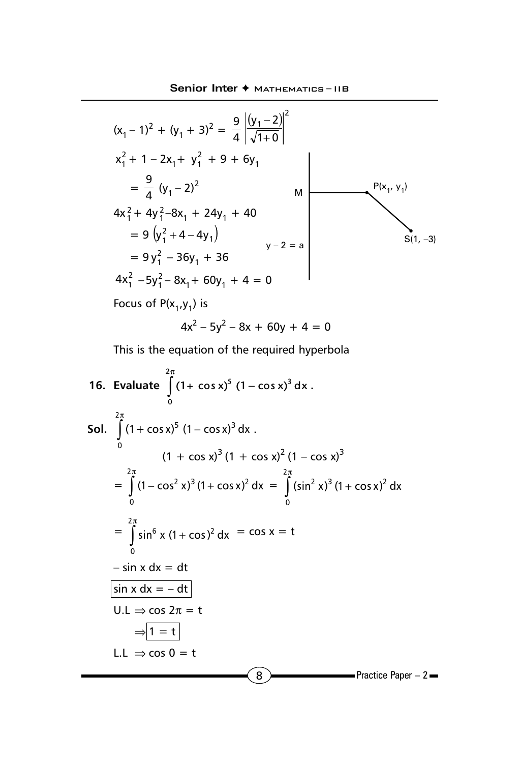$$(x_1 - 1)^2 + (y_1 + 3)^2 = \frac{9}{4}\left|\frac{(y_1 - 2)}{\sqrt{1+0}}\right|^2$$

$$x_1^2 + 1 - 2x_1 + y_1^2 + 9 + 6y_1$$

$$= \frac{9}{4}(y_1 - 2)^2$$

$$4x_1^2 + 4y_1^2 - 8x_1 + 24y_1 + 40$$

$$= 9\left(y_1^2 + 4 - 4y_1\right)$$

$$= 9y_1^2 - 36y_1 + 36$$

$$4x_1^2 - 5y_1^2 - 8x_1 + 60y_1 + 4 = 0$$

M, $P(x_1, y_1)$, $S(1, -3)$, $y - 2 = a$

Focus of $P(x_1, y_1)$ is

$$4x^2 - 5y^2 - 8x + 60y + 4 = 0$$

This is the equation of the required hyperbola

**16. Evaluate $\int_0^{2\pi} (1 + \cos x)^5 (1 - \cos x)^3 \, dx$.**

**Sol.** $\int_0^{2\pi} (1 + \cos x)^5 (1 - \cos x)^3 \, dx$.

$$(1 + \cos x)^3 (1 + \cos x)^2 (1 - \cos x)^3$$

$$= \int_0^{2\pi} (1 - \cos^2 x)^3 (1 + \cos x)^2 \, dx = \int_0^{2\pi} (\sin^2 x)^3 (1 + \cos x)^2 \, dx$$

$$= \int_0^{2\pi} \sin^6 x \, (1 + \cos)^2 \, dx \;\; = \cos x = t$$

$-\sin x \, dx = dt$

$\boxed{\sin x \, dx = -dt}$

U.L $\Rightarrow \cos 2\pi = t$

$\Rightarrow \boxed{1 = t}$

L.L $\Rightarrow \cos 0 = t$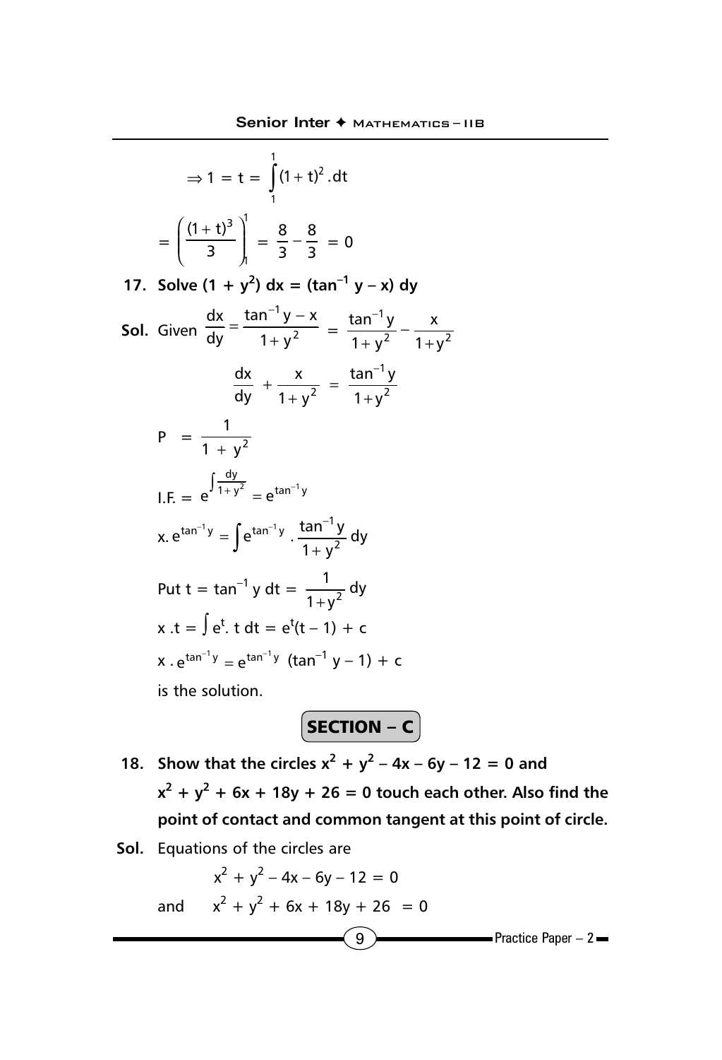$$\Rightarrow 1 = t = \int_1^1 (1+t)^2 . dt$$

$$= \left( \frac{(1+t)^3}{3} \right)_1^1 = \frac{8}{3} - \frac{8}{3} = 0$$

**17. Solve $(1 + y^2)\, dx = (\tan^{-1} y - x)\, dy$**

**Sol.** Given $\dfrac{dx}{dy} = \dfrac{\tan^{-1} y - x}{1+y^2} = \dfrac{\tan^{-1} y}{1+y^2} - \dfrac{x}{1+y^2}$

$$\frac{dx}{dy} + \frac{x}{1+y^2} = \frac{\tan^{-1} y}{1+y^2}$$

$$P = \frac{1}{1 + y^2}$$

$$\text{I.F.} = e^{\int \frac{dy}{1+y^2}} = e^{\tan^{-1} y}$$

$$x.\, e^{\tan^{-1} y} = \int e^{\tan^{-1} y} . \frac{\tan^{-1} y}{1+y^2}\, dy$$

Put $t = \tan^{-1} y$ $dt = \dfrac{1}{1+y^2}\, dy$

$$x\, .t = \int e^t .\, t\, dt = e^t (t - 1) + c$$

$$x\, .\, e^{\tan^{-1} y} = e^{\tan^{-1} y} (\tan^{-1} y - 1) + c$$

is the solution.

## SECTION – C

**18. Show that the circles $x^2 + y^2 - 4x - 6y - 12 = 0$ and $x^2 + y^2 + 6x + 18y + 26 = 0$ touch each other. Also find the point of contact and common tangent at this point of circle.**

**Sol.** Equations of the circles are

$$x^2 + y^2 - 4x - 6y - 12 = 0$$

and $\quad x^2 + y^2 + 6x + 18y + 26 = 0$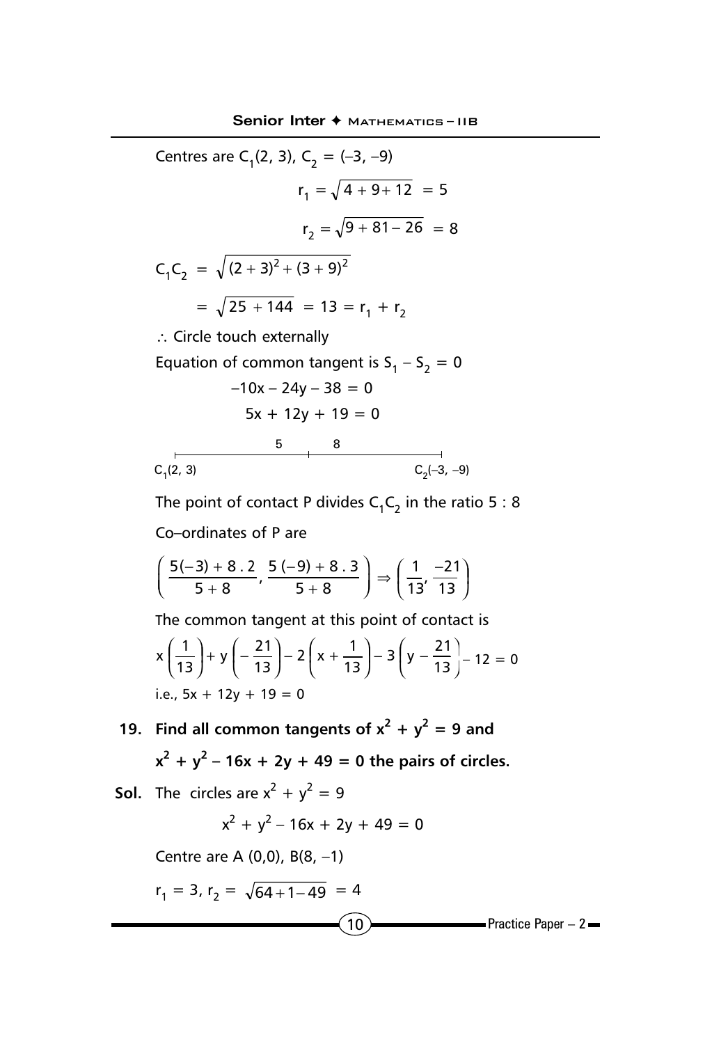Centres are $C_1(2, 3)$, $C_2 = (-3, -9)$

$$r_1 = \sqrt{4 + 9 + 12} = 5$$

$$r_2 = \sqrt{9 + 81 - 26} = 8$$

$$C_1C_2 = \sqrt{(2+3)^2 + (3+9)^2}$$

$$= \sqrt{25 + 144} = 13 = r_1 + r_2$$

$\therefore$ Circle touch externally

Equation of common tangent is $S_1 - S_2 = 0$

$$-10x - 24y - 38 = 0$$

$$5x + 12y + 19 = 0$$

$C_1(2, 3)$ —— 5 —— P —— 8 —— $C_2(-3, -9)$

The point of contact P divides $C_1C_2$ in the ratio 5 : 8

Co–ordinates of P are

$$\left(\frac{5(-3) + 8 \cdot 2}{5 + 8}, \frac{5(-9) + 8 \cdot 3}{5 + 8}\right) \Rightarrow \left(\frac{1}{13}, \frac{-21}{13}\right)$$

The common tangent at this point of contact is

$$x\left(\frac{1}{13}\right) + y\left(-\frac{21}{13}\right) - 2\left(x + \frac{1}{13}\right) - 3\left(y - \frac{21}{13}\right) - 12 = 0$$

i.e., $5x + 12y + 19 = 0$

**19. Find all common tangents of $x^2 + y^2 = 9$ and $x^2 + y^2 - 16x + 2y + 49 = 0$ the pairs of circles.**

**Sol.** The circles are $x^2 + y^2 = 9$

$$x^2 + y^2 - 16x + 2y + 49 = 0$$

Centre are A (0,0), B(8, –1)

$r_1 = 3$, $r_2 = \sqrt{64 + 1 - 49} = 4$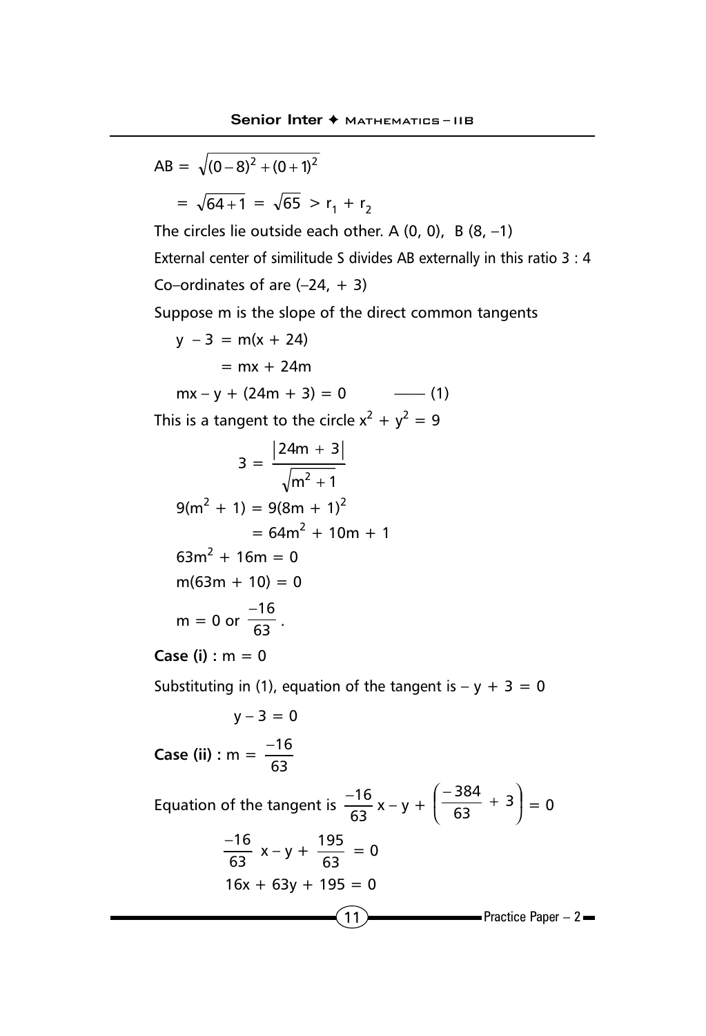$$AB = \sqrt{(0-8)^2 + (0+1)^2}$$

$$= \sqrt{64+1} = \sqrt{65} > r_1 + r_2$$

The circles lie outside each other. A (0, 0), B (8, –1)

External center of similitude S divides AB externally in this ratio 3 : 4

Co–ordinates of are (–24, + 3)

Suppose m is the slope of the direct common tangents

$$y - 3 = m(x + 24)$$

$$= mx + 24m$$

$$mx - y + (24m + 3) = 0 \qquad \text{—— (1)}$$

This is a tangent to the circle $x^2 + y^2 = 9$

$$3 = \frac{|24m + 3|}{\sqrt{m^2 + 1}}$$

$$9(m^2 + 1) = 9(8m + 1)^2$$

$$= 64m^2 + 10m + 1$$

$$63m^2 + 16m = 0$$

$$m(63m + 10) = 0$$

$$m = 0 \text{ or } \frac{-16}{63}.$$

**Case (i) :** $m = 0$

Substituting in (1), equation of the tangent is $-y + 3 = 0$

$$y - 3 = 0$$

**Case (ii) :** $m = \frac{-16}{63}$

Equation of the tangent is $\frac{-16}{63}x - y + \left(\frac{-384}{63} + 3\right) = 0$

$$\frac{-16}{63}x - y + \frac{195}{63} = 0$$

$$16x + 63y + 195 = 0$$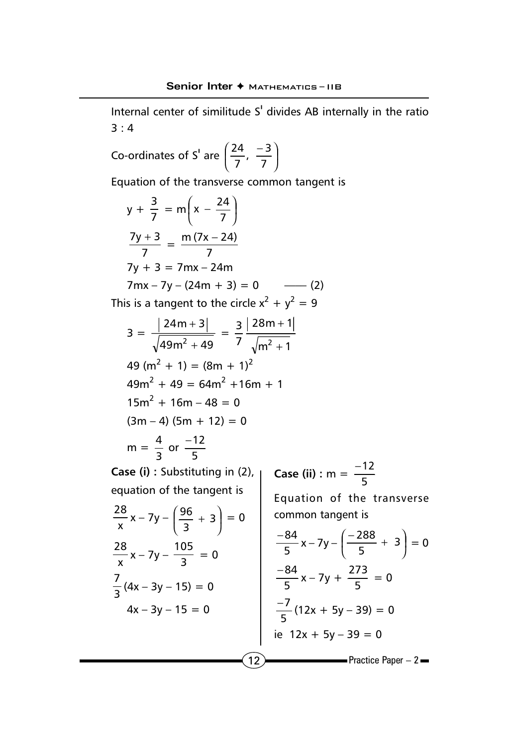Internal center of similitude $S^{I}$ divides AB internally in the ratio 3 : 4

Co-ordinates of $S^{I}$ are $\left(\frac{24}{7}, \frac{-3}{7}\right)$

Equation of the transverse common tangent is

$$y + \frac{3}{7} = m\left(x - \frac{24}{7}\right)$$

$$\frac{7y+3}{7} = \frac{m(7x-24)}{7}$$

$$7y + 3 = 7mx - 24m$$

$$7mx - 7y - (24m + 3) = 0 \qquad \text{—— (2)}$$

This is a tangent to the circle $x^2 + y^2 = 9$

$$3 = \frac{|24m+3|}{\sqrt{49m^2+49}} = \frac{3}{7}\frac{|28m+1|}{\sqrt{m^2+1}}$$

$$49(m^2 + 1) = (8m + 1)^2$$

$$49m^2 + 49 = 64m^2 + 16m + 1$$

$$15m^2 + 16m - 48 = 0$$

$$(3m - 4)(5m + 12) = 0$$

$$m = \frac{4}{3} \text{ or } \frac{-12}{5}$$

**Case (i) :** Substituting in (2), equation of the tangent is

$$\frac{28}{x}x - 7y - \left(\frac{96}{3} + 3\right) = 0$$

$$\frac{28}{x}x - 7y - \frac{105}{3} = 0$$

$$\frac{7}{3}(4x - 3y - 15) = 0$$

$$4x - 3y - 15 = 0$$

**Case (ii) :** $m = \frac{-12}{5}$

Equation of the transverse common tangent is

$$\frac{-84}{5}x - 7y - \left(\frac{-288}{5} + 3\right) = 0$$

$$\frac{-84}{5}x - 7y + \frac{273}{5} = 0$$

$$\frac{-7}{5}(12x + 5y - 39) = 0$$

ie $12x + 5y - 39 = 0$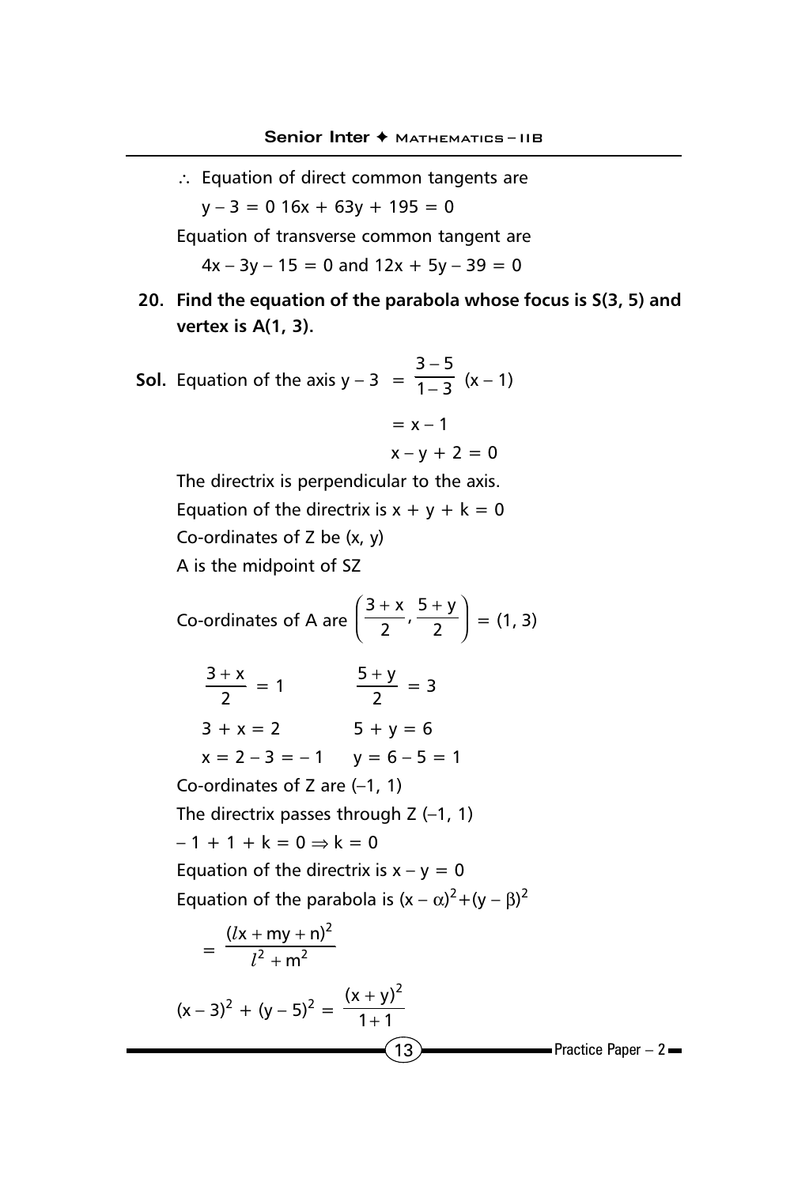$\therefore$ Equation of direct common tangents are

$y - 3 = 0$ $16x + 63y + 195 = 0$

Equation of transverse common tangent are

$4x - 3y - 15 = 0$ and $12x + 5y - 39 = 0$

**20. Find the equation of the parabola whose focus is S(3, 5) and vertex is A(1, 3).**

**Sol.** Equation of the axis $y - 3 = \frac{3-5}{1-3}(x - 1)$

$$= x - 1$$

$$x - y + 2 = 0$$

The directrix is perpendicular to the axis.

Equation of the directrix is $x + y + k = 0$

Co-ordinates of Z be (x, y)

A is the midpoint of SZ

Co-ordinates of A are $\left(\frac{3+x}{2}, \frac{5+y}{2}\right) = (1, 3)$

$\frac{3+x}{2} = 1 \qquad \frac{5+y}{2} = 3$

$3 + x = 2 \qquad 5 + y = 6$

$x = 2 - 3 = -1 \qquad y = 6 - 5 = 1$

Co-ordinates of Z are (–1, 1)

The directrix passes through Z (–1, 1)

$-1 + 1 + k = 0 \Rightarrow k = 0$

Equation of the directrix is $x - y = 0$

Equation of the parabola is $(x - \alpha)^2 + (y - \beta)^2$

$$= \frac{(lx + my + n)^2}{l^2 + m^2}$$

$$(x - 3)^2 + (y - 5)^2 = \frac{(x + y)^2}{1 + 1}$$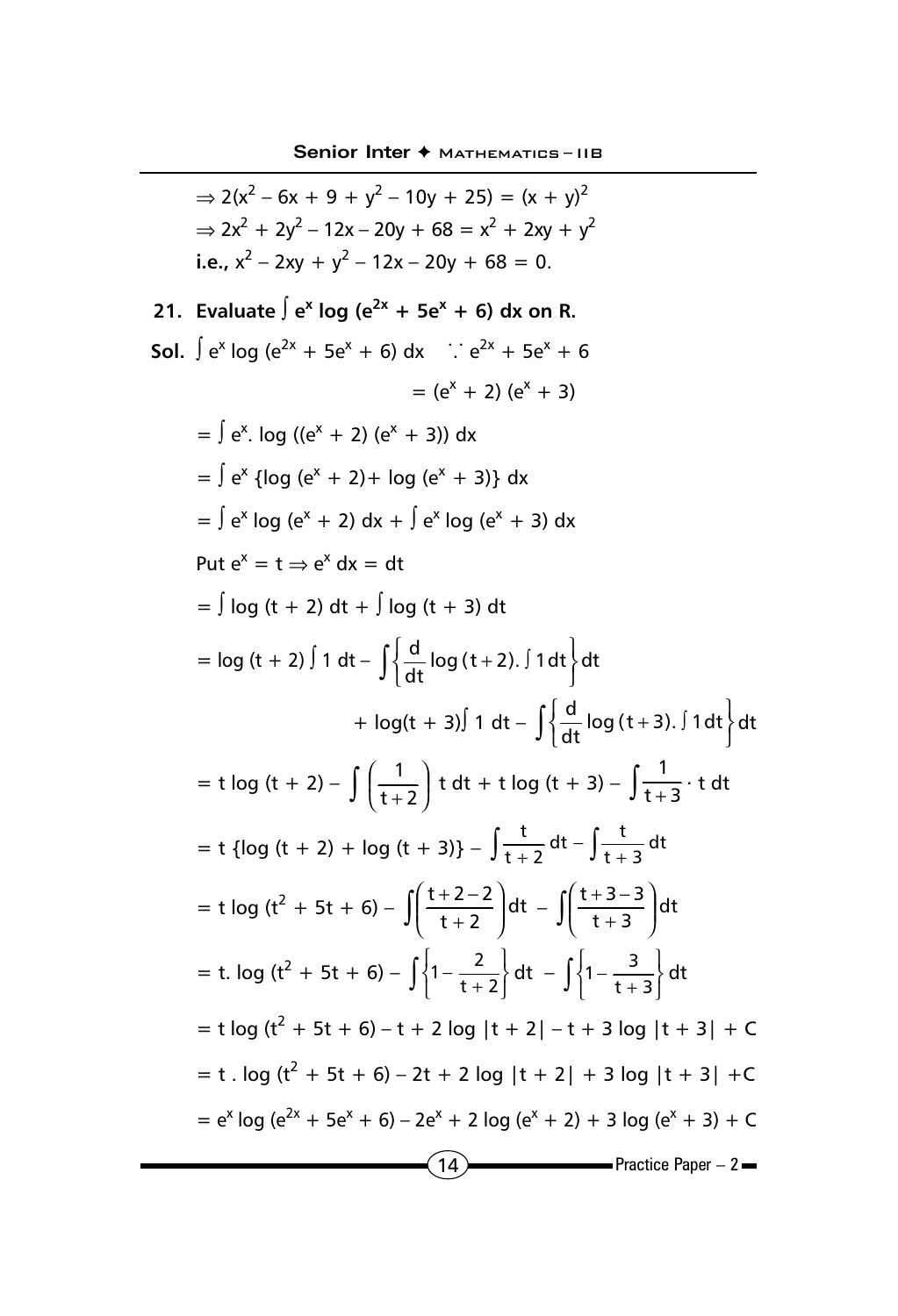$$\Rightarrow 2(x^2 - 6x + 9 + y^2 - 10y + 25) = (x + y)^2$$

$$\Rightarrow 2x^2 + 2y^2 - 12x - 20y + 68 = x^2 + 2xy + y^2$$

**i.e.,** $x^2 - 2xy + y^2 - 12x - 20y + 68 = 0.$

**21. Evaluate $\int e^x \log (e^{2x} + 5e^x + 6)\, dx$ on R.**

**Sol.** $\int e^x \log (e^{2x} + 5e^x + 6)\, dx \quad \because e^{2x} + 5e^x + 6 = (e^x + 2)(e^x + 3)$

$$= \int e^x . \log ((e^x + 2)(e^x + 3))\, dx$$

$$= \int e^x \{\log (e^x + 2) + \log (e^x + 3)\}\, dx$$

$$= \int e^x \log (e^x + 2)\, dx + \int e^x \log (e^x + 3)\, dx$$

Put $e^x = t \Rightarrow e^x\, dx = dt$

$$= \int \log (t + 2)\, dt + \int \log (t + 3)\, dt$$

$$= \log (t + 2) \int 1\, dt - \int \left\{\frac{d}{dt} \log (t+2). \int 1\, dt\right\} dt + \log(t + 3)\int 1\, dt - \int \left\{\frac{d}{dt} \log (t+3). \int 1\, dt\right\} dt$$

$$= t \log (t + 2) - \int \left(\frac{1}{t+2}\right) t\, dt + t \log (t + 3) - \int \frac{1}{t+3} \cdot t\, dt$$

$$= t \{\log (t + 2) + \log (t + 3)\} - \int \frac{t}{t+2}\, dt - \int \frac{t}{t+3}\, dt$$

$$= t \log (t^2 + 5t + 6) - \int \left(\frac{t+2-2}{t+2}\right) dt - \int \left(\frac{t+3-3}{t+3}\right) dt$$

$$= t. \log (t^2 + 5t + 6) - \int \left\{1 - \frac{2}{t+2}\right\} dt - \int \left\{1 - \frac{3}{t+3}\right\} dt$$

$$= t \log (t^2 + 5t + 6) - t + 2 \log |t + 2| - t + 3 \log |t + 3| + C$$

$$= t . \log (t^2 + 5t + 6) - 2t + 2 \log |t + 2| + 3 \log |t + 3| + C$$

$$= e^x \log (e^{2x} + 5e^x + 6) - 2e^x + 2 \log (e^x + 2) + 3 \log (e^x + 3) + C$$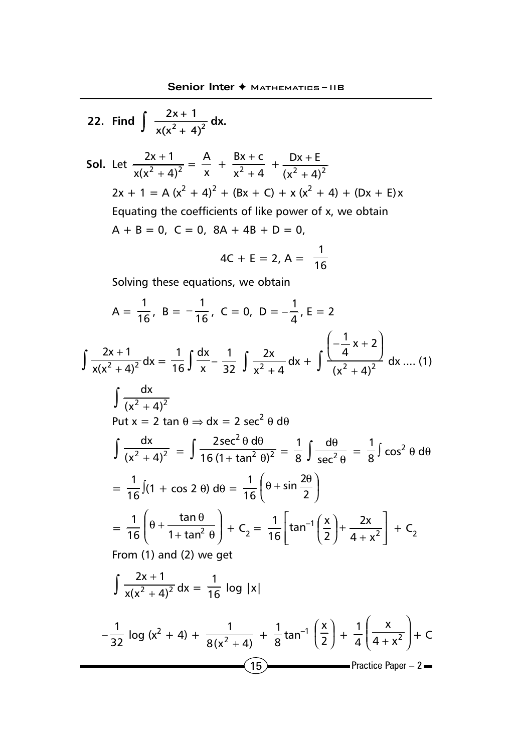**22. Find** $\int \frac{2x+1}{x(x^2+4)^2}\,dx.$

**Sol.** Let $\frac{2x+1}{x(x^2+4)^2} = \frac{A}{x} + \frac{Bx+c}{x^2+4} + \frac{Dx+E}{(x^2+4)^2}$

$2x + 1 = A(x^2 + 4)^2 + (Bx + C) + x(x^2 + 4) + (Dx + E)x$

Equating the coefficients of like power of x, we obtain

$A + B = 0,\ C = 0,\ 8A + 4B + D = 0,$

$$4C + E = 2,\ A = \frac{1}{16}$$

Solving these equations, we obtain

$A = \frac{1}{16},\ B = -\frac{1}{16},\ C = 0,\ D = -\frac{1}{4},\ E = 2$

$$\int \frac{2x+1}{x(x^2+4)^2}dx = \frac{1}{16}\int \frac{dx}{x} - \frac{1}{32}\int \frac{2x}{x^2+4}dx + \int \frac{\left(-\frac{1}{4}x+2\right)}{(x^2+4)^2}dx \ \ldots.(1)$$

$\int \frac{dx}{(x^2+4)^2}$

Put $x = 2\tan\theta \Rightarrow dx = 2\sec^2\theta\, d\theta$

$$\int \frac{dx}{(x^2+4)^2} = \int \frac{2\sec^2\theta\, d\theta}{16(1+\tan^2\theta)^2} = \frac{1}{8}\int \frac{d\theta}{\sec^2\theta} = \frac{1}{8}\int \cos^2\theta\, d\theta$$

$$= \frac{1}{16}\int(1 + \cos 2\theta)\, d\theta = \frac{1}{16}\left(\theta + \sin\frac{2\theta}{2}\right)$$

$$= \frac{1}{16}\left(\theta + \frac{\tan\theta}{1+\tan^2\theta}\right) + C_2 = \frac{1}{16}\left[\tan^{-1}\left(\frac{x}{2}\right) + \frac{2x}{4+x^2}\right] + C_2$$

From (1) and (2) we get

$$\int \frac{2x+1}{x(x^2+4)^2}dx = \frac{1}{16}\log|x|$$

$$-\frac{1}{32}\log(x^2+4) + \frac{1}{8(x^2+4)} + \frac{1}{8}\tan^{-1}\left(\frac{x}{2}\right) + \frac{1}{4}\left(\frac{x}{4+x^2}\right) + C$$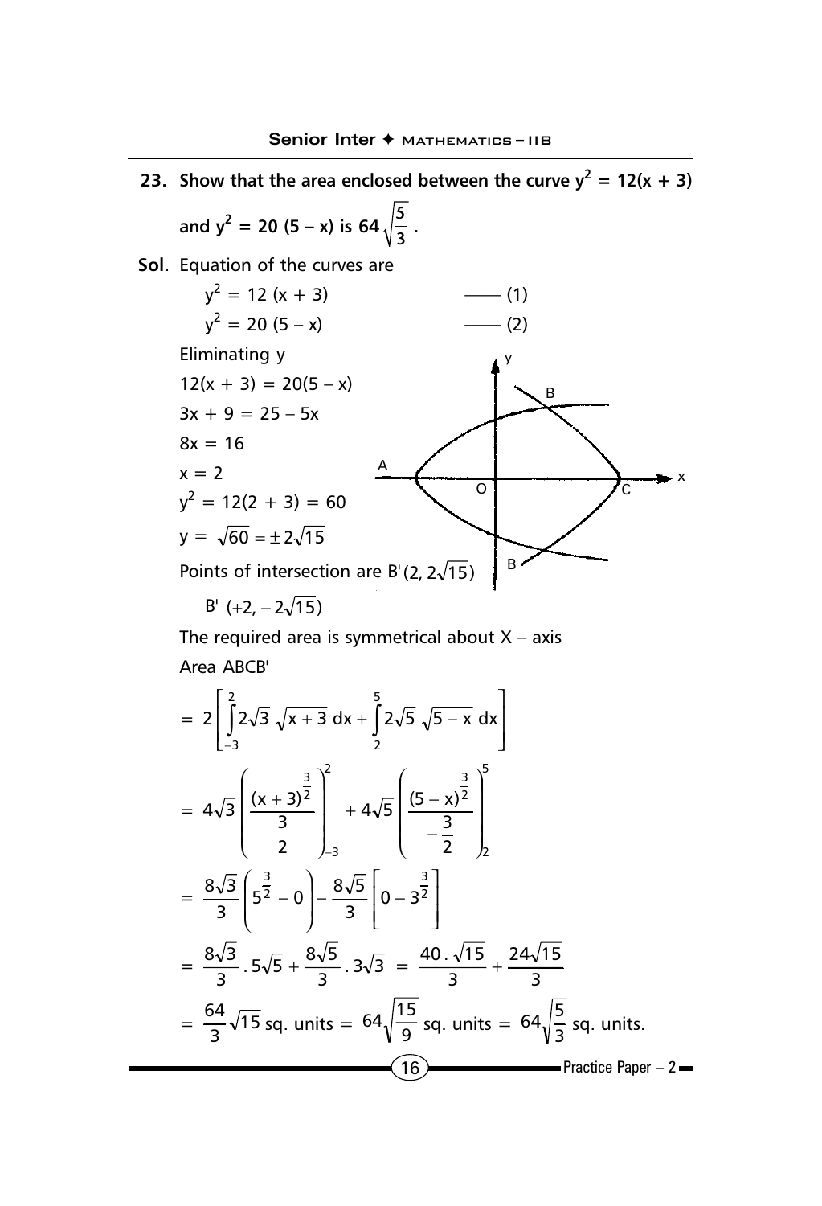**23. Show that the area enclosed between the curve $y^2 = 12(x + 3)$ and $y^2 = 20(5 - x)$ is $64\sqrt{\frac{5}{3}}$.**

**Sol.** Equation of the curves are

$$y^2 = 12(x + 3) \quad \text{—— (1)}$$

$$y^2 = 20(5 - x) \quad \text{—— (2)}$$

Eliminating y

$12(x + 3) = 20(5 - x)$

$3x + 9 = 25 - 5x$

$8x = 16$

$x = 2$

$y^2 = 12(2 + 3) = 60$

$y = \sqrt{60} = \pm 2\sqrt{15}$

Points of intersection are $B'(2, 2\sqrt{15})$

$B'(+2, -2\sqrt{15})$

The required area is symmetrical about X – axis

Area ABCB'

$$= 2\left[\int_{-3}^{2} 2\sqrt{3}\,\sqrt{x+3}\,dx + \int_{2}^{5} 2\sqrt{5}\,\sqrt{5-x}\,dx\right]$$

$$= 4\sqrt{3}\left(\frac{(x+3)^{\frac{3}{2}}}{\frac{3}{2}}\right)_{-3}^{2} + 4\sqrt{5}\left(\frac{(5-x)^{\frac{3}{2}}}{-\frac{3}{2}}\right)_{2}^{5}$$

$$= \frac{8\sqrt{3}}{3}\left(5^{\frac{3}{2}} - 0\right) - \frac{8\sqrt{5}}{3}\left[0 - 3^{\frac{3}{2}}\right]$$

$$= \frac{8\sqrt{3}}{3} \cdot 5\sqrt{5} + \frac{8\sqrt{5}}{3} \cdot 3\sqrt{3} = \frac{40 \cdot \sqrt{15}}{3} + \frac{24\sqrt{15}}{3}$$

$$= \frac{64}{3}\sqrt{15} \text{ sq. units} = 64\sqrt{\frac{15}{9}} \text{ sq. units} = 64\sqrt{\frac{5}{3}} \text{ sq. units.}$$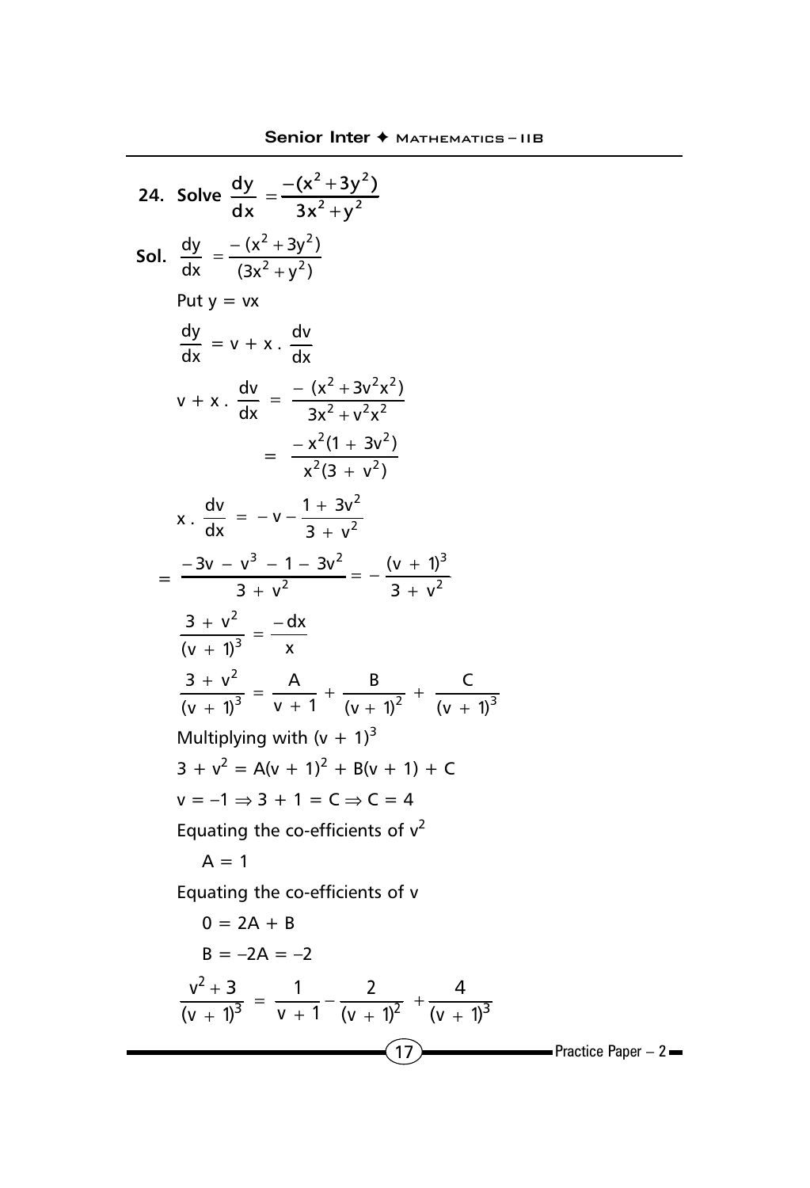**24. Solve** $\dfrac{dy}{dx} = \dfrac{-(x^2+3y^2)}{3x^2+y^2}$

**Sol.** $\dfrac{dy}{dx} = \dfrac{-(x^2+3y^2)}{(3x^2+y^2)}$

Put $y = vx$

$$\frac{dy}{dx} = v + x \cdot \frac{dv}{dx}$$

$$v + x \cdot \frac{dv}{dx} = \frac{-(x^2+3v^2x^2)}{3x^2+v^2x^2}$$

$$= \frac{-x^2(1+3v^2)}{x^2(3+v^2)}$$

$$x \cdot \frac{dv}{dx} = -v - \frac{1+3v^2}{3+v^2}$$

$$= \frac{-3v - v^3 - 1 - 3v^2}{3+v^2} = -\frac{(v+1)^3}{3+v^2}$$

$$\frac{3+v^2}{(v+1)^3} = \frac{-dx}{x}$$

$$\frac{3+v^2}{(v+1)^3} = \frac{A}{v+1} + \frac{B}{(v+1)^2} + \frac{C}{(v+1)^3}$$

Multiplying with $(v+1)^3$

$3 + v^2 = A(v+1)^2 + B(v+1) + C$

$v = -1 \Rightarrow 3 + 1 = C \Rightarrow C = 4$

Equating the co-efficients of $v^2$

$A = 1$

Equating the co-efficients of $v$

$0 = 2A + B$

$B = -2A = -2$

$$\frac{v^2+3}{(v+1)^3} = \frac{1}{v+1} - \frac{2}{(v+1)^2} + \frac{4}{(v+1)^3}$$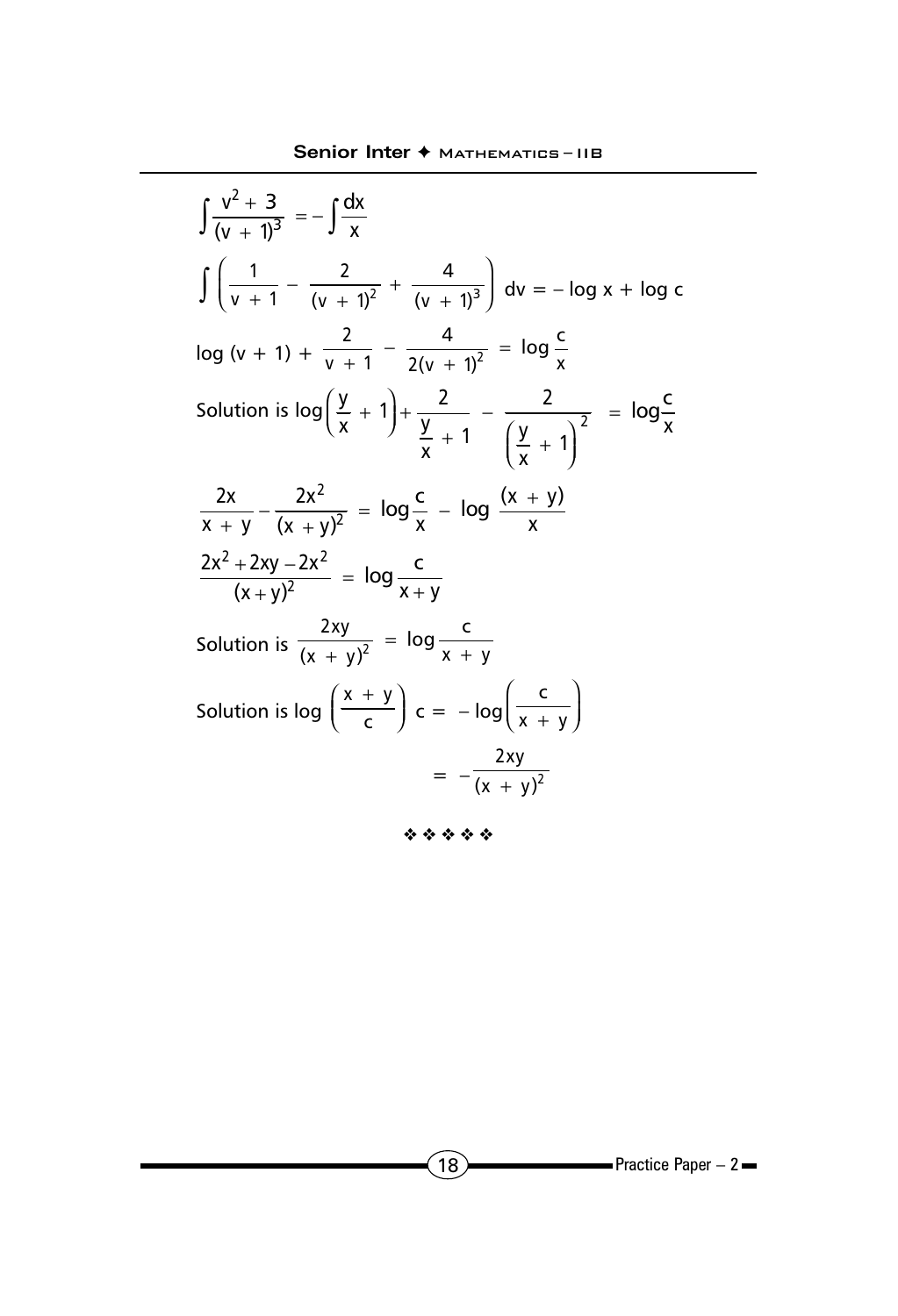$$\int \frac{v^2 + 3}{(v + 1)^3} = -\int \frac{dx}{x}$$

$$\int \left( \frac{1}{v + 1} - \frac{2}{(v + 1)^2} + \frac{4}{(v + 1)^3} \right) dv = -\log x + \log c$$

$$\log (v + 1) + \frac{2}{v + 1} - \frac{4}{2(v + 1)^2} = \log \frac{c}{x}$$

Solution is $\log\left(\frac{y}{x} + 1\right) + \frac{2}{\frac{y}{x} + 1} - \frac{2}{\left(\frac{y}{x} + 1\right)^2} = \log\frac{c}{x}$

$$\frac{2x}{x + y} - \frac{2x^2}{(x + y)^2} = \log\frac{c}{x} - \log \frac{(x + y)}{x}$$

$$\frac{2x^2 + 2xy - 2x^2}{(x + y)^2} = \log \frac{c}{x + y}$$

Solution is $\frac{2xy}{(x + y)^2} = \log \frac{c}{x + y}$

Solution is $\log \left(\frac{x + y}{c}\right) c = -\log\left(\frac{c}{x + y}\right)$

$$= -\frac{2xy}{(x + y)^2}$$

❖ ❖ ❖ ❖ ❖